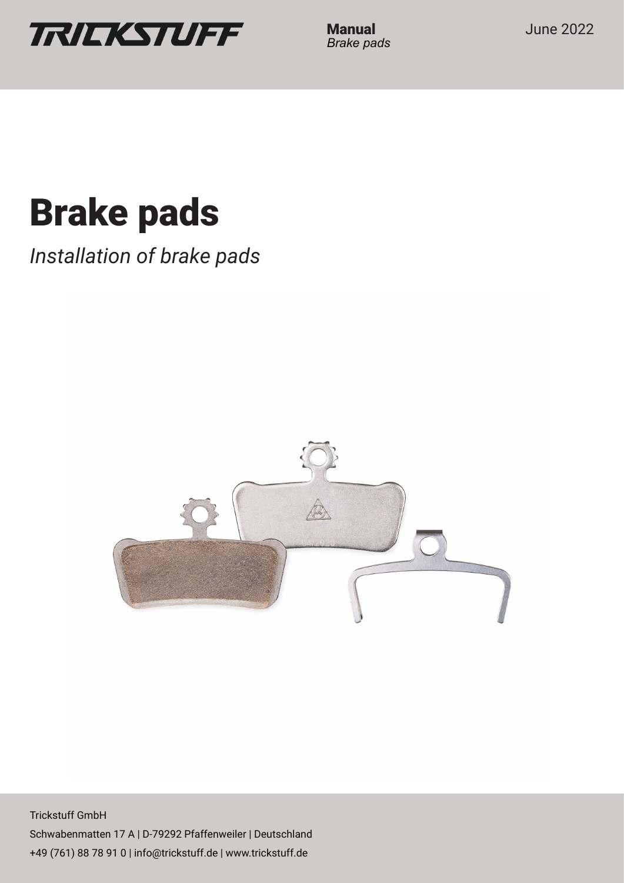TRICKSTUFF

**Manual**
*Brake pads*

June 2022

# Brake pads

*Installation of brake pads*

Trickstuff GmbH

Schwabenmatten 17 A | D-79292 Pfaffenweiler | Deutschland

+49 (761) 88 78 91 0 | info@trickstuff.de | www.trickstuff.de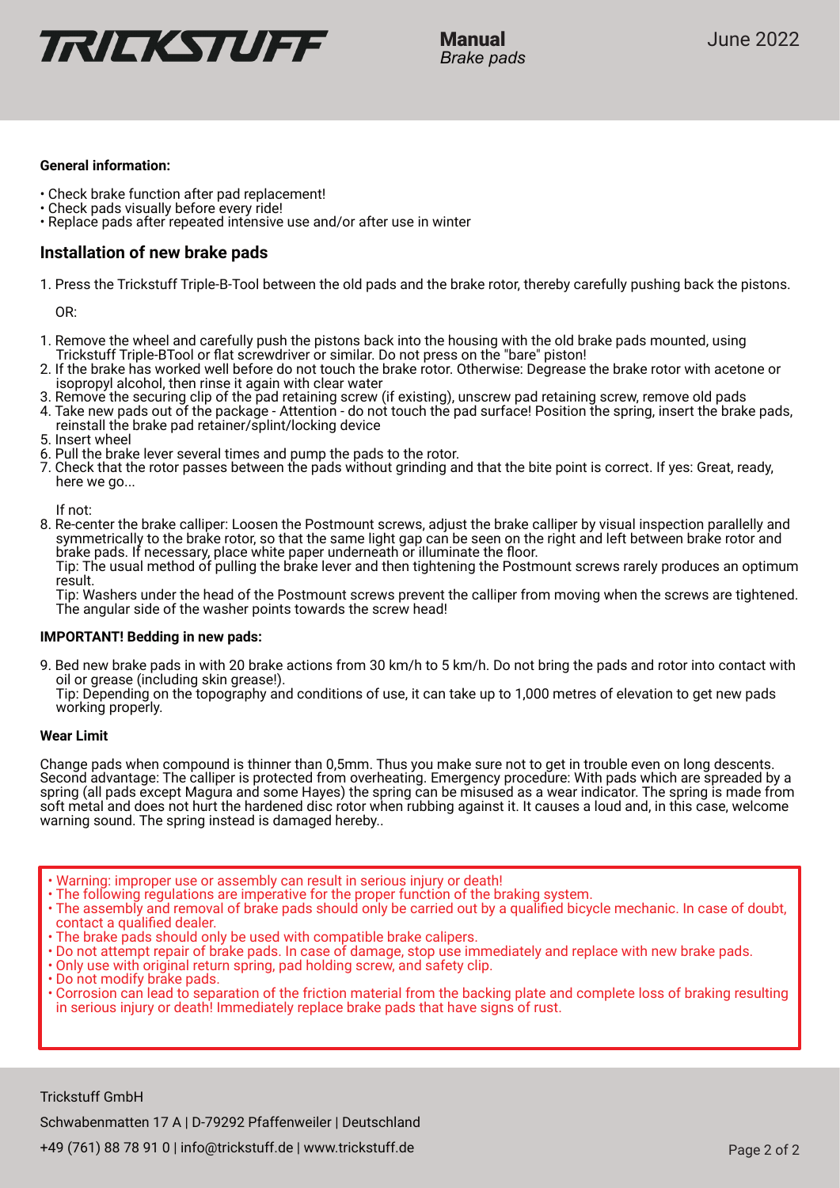**General information:**

- Check brake function after pad replacement!
- Check pads visually before every ride!
- Replace pads after repeated intensive use and/or after use in winter

## Installation of new brake pads

1. Press the Trickstuff Triple-B-Tool between the old pads and the brake rotor, thereby carefully pushing back the pistons.

   OR:

1. Remove the wheel and carefully push the pistons back into the housing with the old brake pads mounted, using Trickstuff Triple-BTool or flat screwdriver or similar. Do not press on the "bare" piston!
2. If the brake has worked well before do not touch the brake rotor. Otherwise: Degrease the brake rotor with acetone or isopropyl alcohol, then rinse it again with clear water
3. Remove the securing clip of the pad retaining screw (if existing), unscrew pad retaining screw, remove old pads
4. Take new pads out of the package - Attention - do not touch the pad surface! Position the spring, insert the brake pads, reinstall the brake pad retainer/splint/locking device
5. Insert wheel
6. Pull the brake lever several times and pump the pads to the rotor.
7. Check that the rotor passes between the pads without grinding and that the bite point is correct. If yes: Great, ready, here we go...

   If not:
8. Re-center the brake calliper: Loosen the Postmount screws, adjust the brake calliper by visual inspection parallelly and symmetrically to the brake rotor, so that the same light gap can be seen on the right and left between brake rotor and brake pads. If necessary, place white paper underneath or illuminate the floor.
   Tip: The usual method of pulling the brake lever and then tightening the Postmount screws rarely produces an optimum result.
   Tip: Washers under the head of the Postmount screws prevent the calliper from moving when the screws are tightened. The angular side of the washer points towards the screw head!

**IMPORTANT! Bedding in new pads:**

9. Bed new brake pads in with 20 brake actions from 30 km/h to 5 km/h. Do not bring the pads and rotor into contact with oil or grease (including skin grease!).
   Tip: Depending on the topography and conditions of use, it can take up to 1,000 metres of elevation to get new pads working properly.

**Wear Limit**

Change pads when compound is thinner than 0,5mm. Thus you make sure not to get in trouble even on long descents. Second advantage: The calliper is protected from overheating. Emergency procedure: With pads which are spreaded by a spring (all pads except Magura and some Hayes) the spring can be misused as a wear indicator. The spring is made from soft metal and does not hurt the hardened disc rotor when rubbing against it. It causes a loud and, in this case, welcome warning sound. The spring instead is damaged hereby..

- Warning: improper use or assembly can result in serious injury or death!
- The following regulations are imperative for the proper function of the braking system.
- The assembly and removal of brake pads should only be carried out by a qualified bicycle mechanic. In case of doubt, contact a qualified dealer.
- The brake pads should only be used with compatible brake calipers.
- Do not attempt repair of brake pads. In case of damage, stop use immediately and replace with new brake pads.
- Only use with original return spring, pad holding screw, and safety clip.
- Do not modify brake pads.
- Corrosion can lead to separation of the friction material from the backing plate and complete loss of braking resulting in serious injury or death! Immediately replace brake pads that have signs of rust.

Trickstuff GmbH

Schwabenmatten 17 A | D-79292 Pfaffenweiler | Deutschland

+49 (761) 88 78 91 0 | info@trickstuff.de | www.trickstuff.de